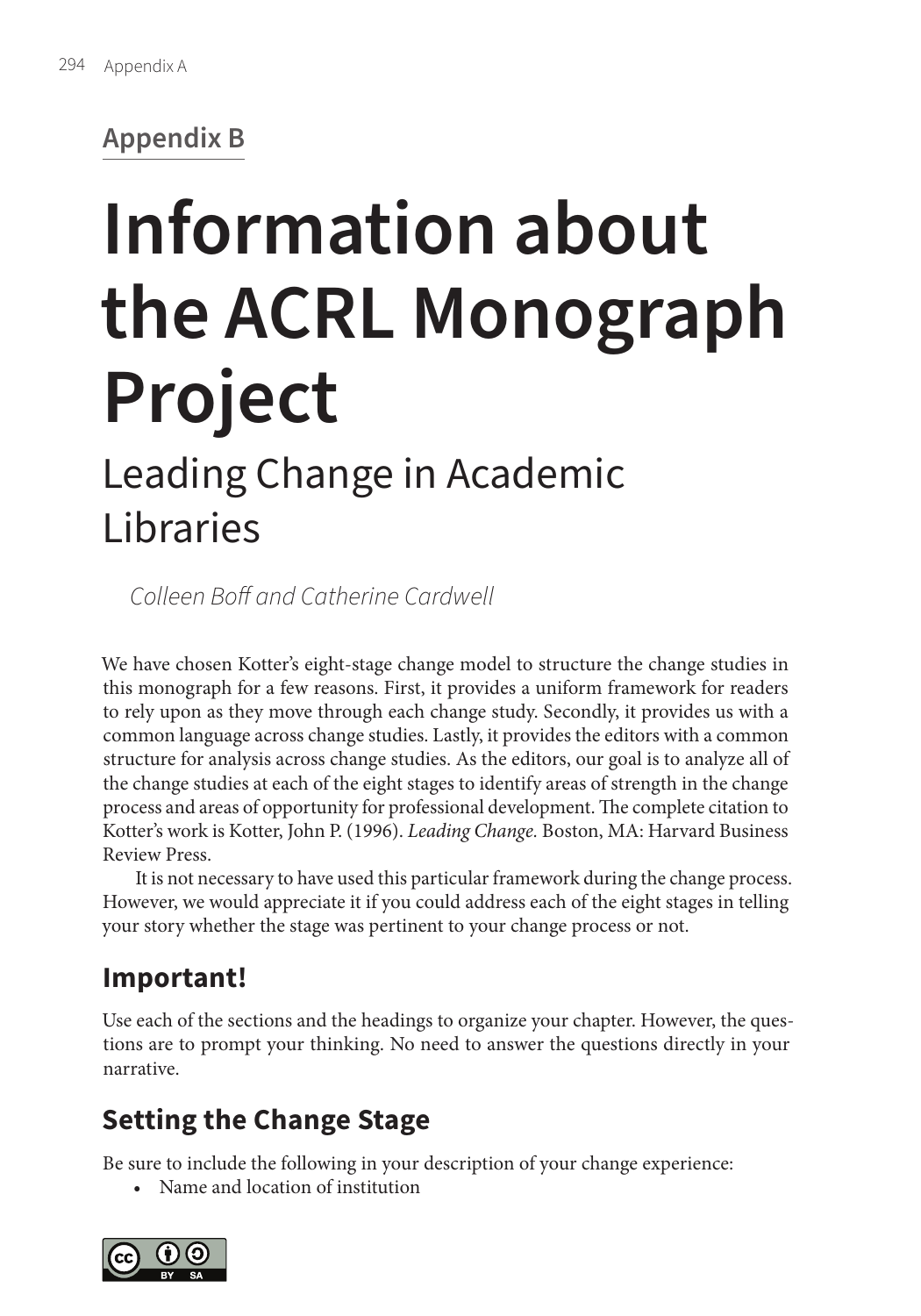## Appendix B

# Information about the ACRL Monograph Project

## Leading Change in Academic Libraries

*Colleen Boff and Catherine Cardwell*

We have chosen Kotter's eight-stage change model to structure the change studies in this monograph for a few reasons. First, it provides a uniform framework for readers to rely upon as they move through each change study. Secondly, it provides us with a common language across change studies. Lastly, it provides the editors with a common structure for analysis across change studies. As the editors, our goal is to analyze all of the change studies at each of the eight stages to identify areas of strength in the change process and areas of opportunity for professional development. The complete citation to Kotter's work is Kotter, John P. (1996). *Leading Change.* Boston, MA: Harvard Business Review Press.

It is not necessary to have used this particular framework during the change process. However, we would appreciate it if you could address each of the eight stages in telling your story whether the stage was pertinent to your change process or not.

## Important!

Use each of the sections and the headings to organize your chapter. However, the questions are to prompt your thinking. No need to answer the questions directly in your narrative.

## Setting the Change Stage

Be sure to include the following in your description of your change experience:

- Name and location of institution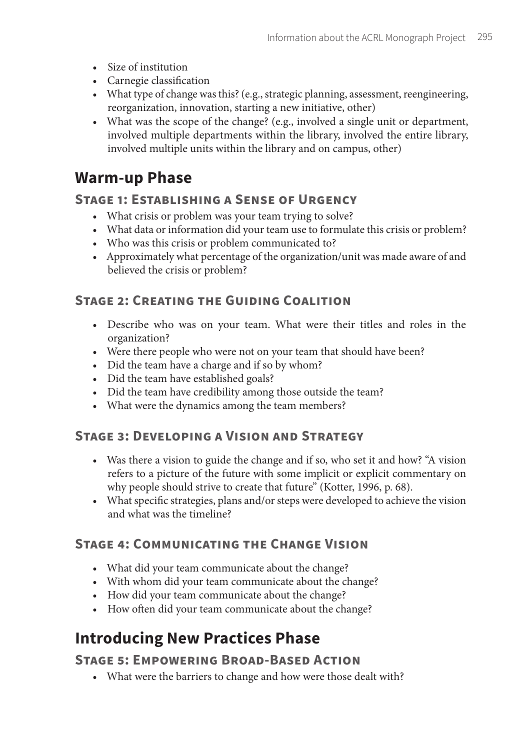- Size of institution
- Carnegie classification
- What type of change was this? (e.g., strategic planning, assessment, reengineering, reorganization, innovation, starting a new initiative, other)
- What was the scope of the change? (e.g., involved a single unit or department, involved multiple departments within the library, involved the entire library, involved multiple units within the library and on campus, other)

## Warm-up Phase

### Stage 1: Establishing a Sense of Urgency

- What crisis or problem was your team trying to solve?
- What data or information did your team use to formulate this crisis or problem?
- Who was this crisis or problem communicated to?
- Approximately what percentage of the organization/unit was made aware of and believed the crisis or problem?

### Stage 2: Creating the Guiding Coalition

- Describe who was on your team. What were their titles and roles in the organization?
- Were there people who were not on your team that should have been?
- Did the team have a charge and if so by whom?
- Did the team have established goals?
- Did the team have credibility among those outside the team?
- What were the dynamics among the team members?

### Stage 3: Developing a Vision and Strategy

- Was there a vision to guide the change and if so, who set it and how? "A vision refers to a picture of the future with some implicit or explicit commentary on why people should strive to create that future" (Kotter, 1996, p. 68).
- What specific strategies, plans and/or steps were developed to achieve the vision and what was the timeline?

### Stage 4: Communicating the Change Vision

- What did your team communicate about the change?
- With whom did your team communicate about the change?
- How did your team communicate about the change?
- How often did your team communicate about the change?

## Introducing New Practices Phase

### Stage 5: Empowering Broad-Based Action

- What were the barriers to change and how were those dealt with?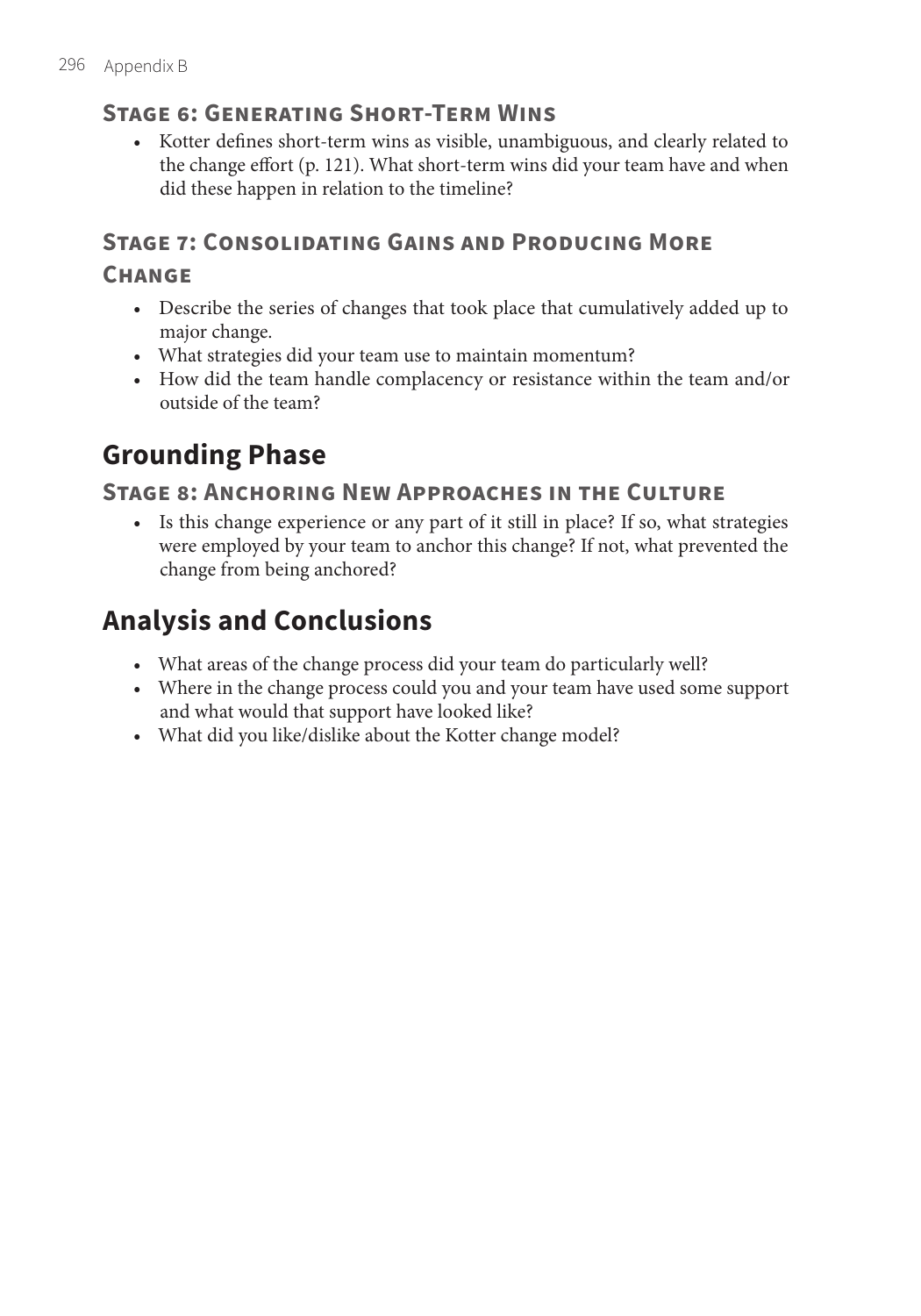### Stage 6: Generating Short-Term Wins

- Kotter defines short-term wins as visible, unambiguous, and clearly related to the change effort (p. 121). What short-term wins did your team have and when did these happen in relation to the timeline?

### Stage 7: Consolidating Gains and Producing More Change

- Describe the series of changes that took place that cumulatively added up to major change.
- What strategies did your team use to maintain momentum?
- How did the team handle complacency or resistance within the team and/or outside of the team?

## Grounding Phase

### Stage 8: Anchoring New Approaches in the Culture

- Is this change experience or any part of it still in place? If so, what strategies were employed by your team to anchor this change? If not, what prevented the change from being anchored?

## Analysis and Conclusions

- What areas of the change process did your team do particularly well?
- Where in the change process could you and your team have used some support and what would that support have looked like?
- What did you like/dislike about the Kotter change model?